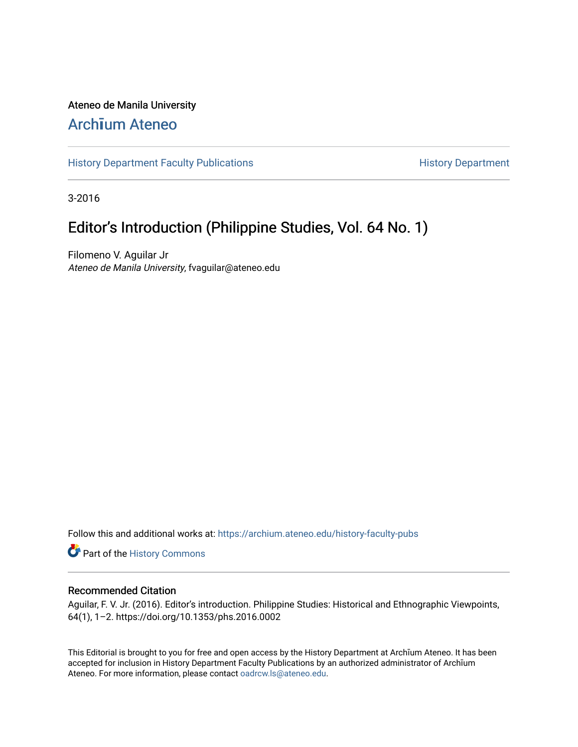Ateneo de Manila University

# Archīum Ateneo

History Department Faculty Publications

History Department

3-2016

## Editor's Introduction (Philippine Studies, Vol. 64 No. 1)

Filomeno V. Aguilar Jr
*Ateneo de Manila University*, fvaguilar@ateneo.edu

Follow this and additional works at: https://archium.ateneo.edu/history-faculty-pubs

Part of the History Commons

### Recommended Citation

Aguilar, F. V. Jr. (2016). Editor's introduction. Philippine Studies: Historical and Ethnographic Viewpoints, 64(1), 1–2. https://doi.org/10.1353/phs.2016.0002

This Editorial is brought to you for free and open access by the History Department at Archīum Ateneo. It has been accepted for inclusion in History Department Faculty Publications by an authorized administrator of Archīum Ateneo. For more information, please contact oadrcw.ls@ateneo.edu.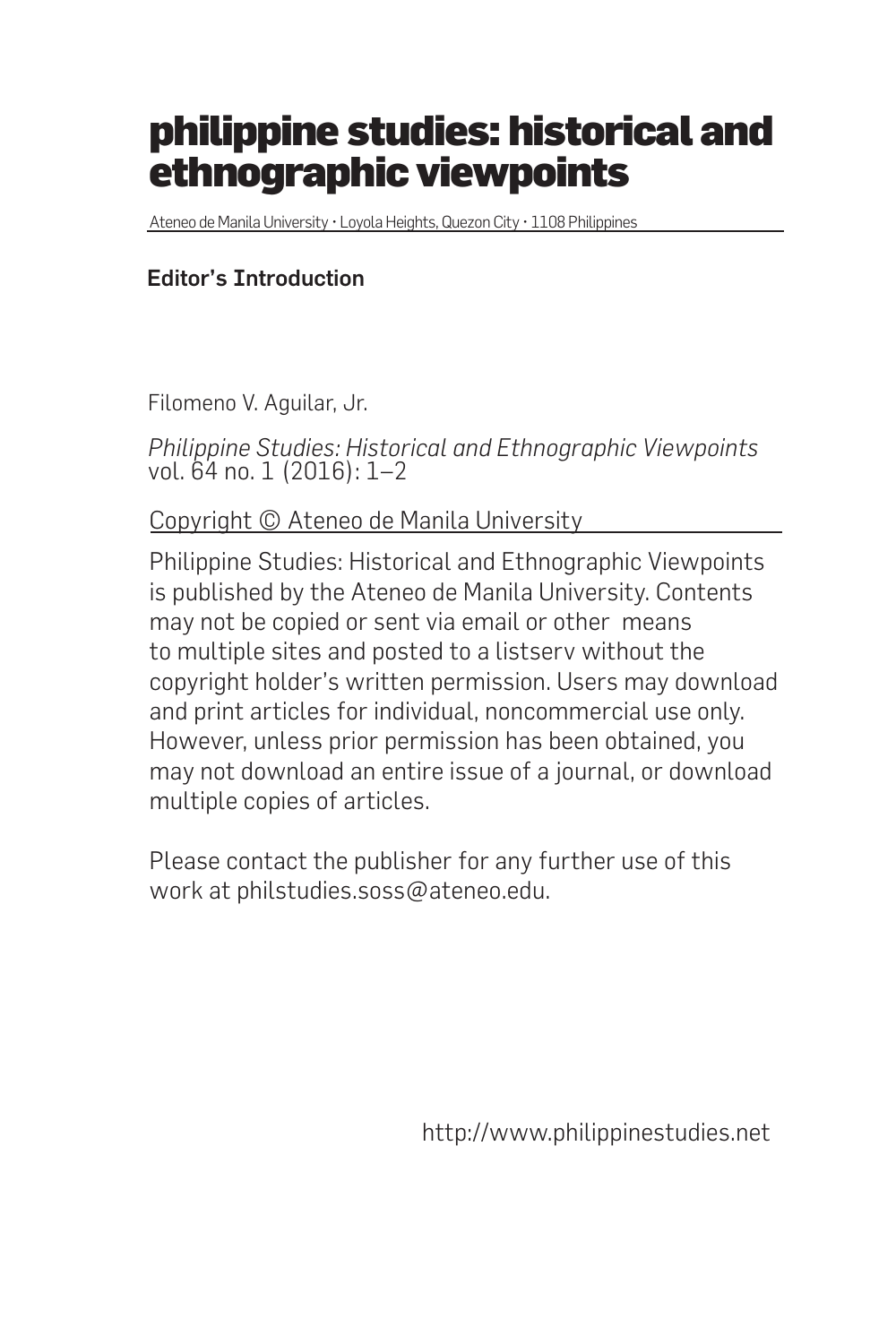# philippine studies: historical and ethnographic viewpoints

Ateneo de Manila University • Loyola Heights, Quezon City • 1108 Philippines

**Editor's Introduction**

Filomeno V. Aguilar, Jr.

*Philippine Studies: Historical and Ethnographic Viewpoints*
vol. 64 no. 1 (2016): 1–2

Copyright © Ateneo de Manila University

Philippine Studies: Historical and Ethnographic Viewpoints is published by the Ateneo de Manila University. Contents may not be copied or sent via email or other means to multiple sites and posted to a listserv without the copyright holder's written permission. Users may download and print articles for individual, noncommercial use only. However, unless prior permission has been obtained, you may not download an entire issue of a journal, or download multiple copies of articles.

Please contact the publisher for any further use of this work at philstudies.soss@ateneo.edu.

http://www.philippinestudies.net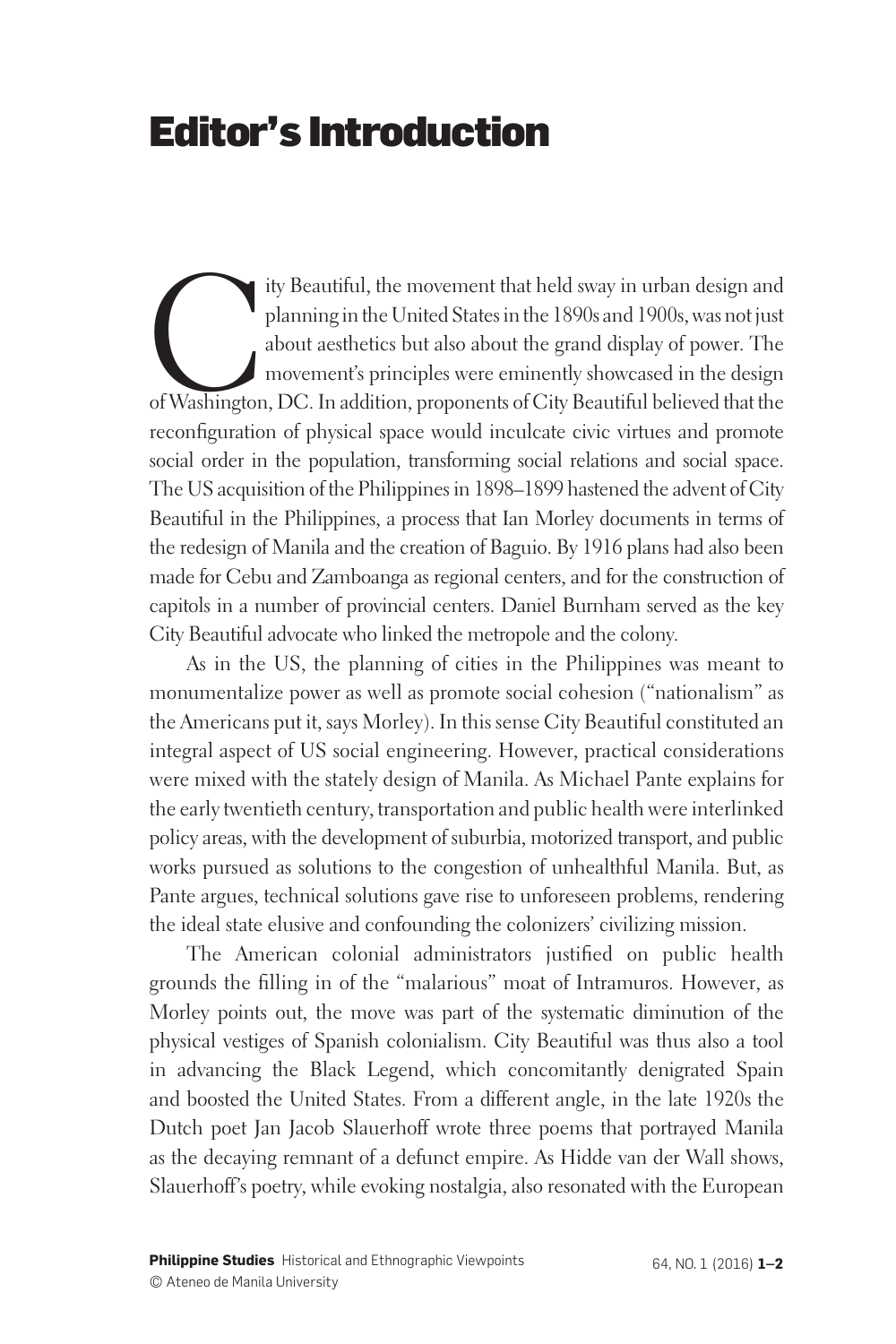# Editor's Introduction

City Beautiful, the movement that held sway in urban design and planning in the United States in the 1890s and 1900s, was not just about aesthetics but also about the grand display of power. The movement's principles were eminently showcased in the design of Washington, DC. In addition, proponents of City Beautiful believed that the reconfiguration of physical space would inculcate civic virtues and promote social order in the population, transforming social relations and social space. The US acquisition of the Philippines in 1898–1899 hastened the advent of City Beautiful in the Philippines, a process that Ian Morley documents in terms of the redesign of Manila and the creation of Baguio. By 1916 plans had also been made for Cebu and Zamboanga as regional centers, and for the construction of capitols in a number of provincial centers. Daniel Burnham served as the key City Beautiful advocate who linked the metropole and the colony.

As in the US, the planning of cities in the Philippines was meant to monumentalize power as well as promote social cohesion ("nationalism" as the Americans put it, says Morley). In this sense City Beautiful constituted an integral aspect of US social engineering. However, practical considerations were mixed with the stately design of Manila. As Michael Pante explains for the early twentieth century, transportation and public health were interlinked policy areas, with the development of suburbia, motorized transport, and public works pursued as solutions to the congestion of unhealthful Manila. But, as Pante argues, technical solutions gave rise to unforeseen problems, rendering the ideal state elusive and confounding the colonizers' civilizing mission.

The American colonial administrators justified on public health grounds the filling in of the "malarious" moat of Intramuros. However, as Morley points out, the move was part of the systematic diminution of the physical vestiges of Spanish colonialism. City Beautiful was thus also a tool in advancing the Black Legend, which concomitantly denigrated Spain and boosted the United States. From a different angle, in the late 1920s the Dutch poet Jan Jacob Slauerhoff wrote three poems that portrayed Manila as the decaying remnant of a defunct empire. As Hidde van der Wall shows, Slauerhoff's poetry, while evoking nostalgia, also resonated with the European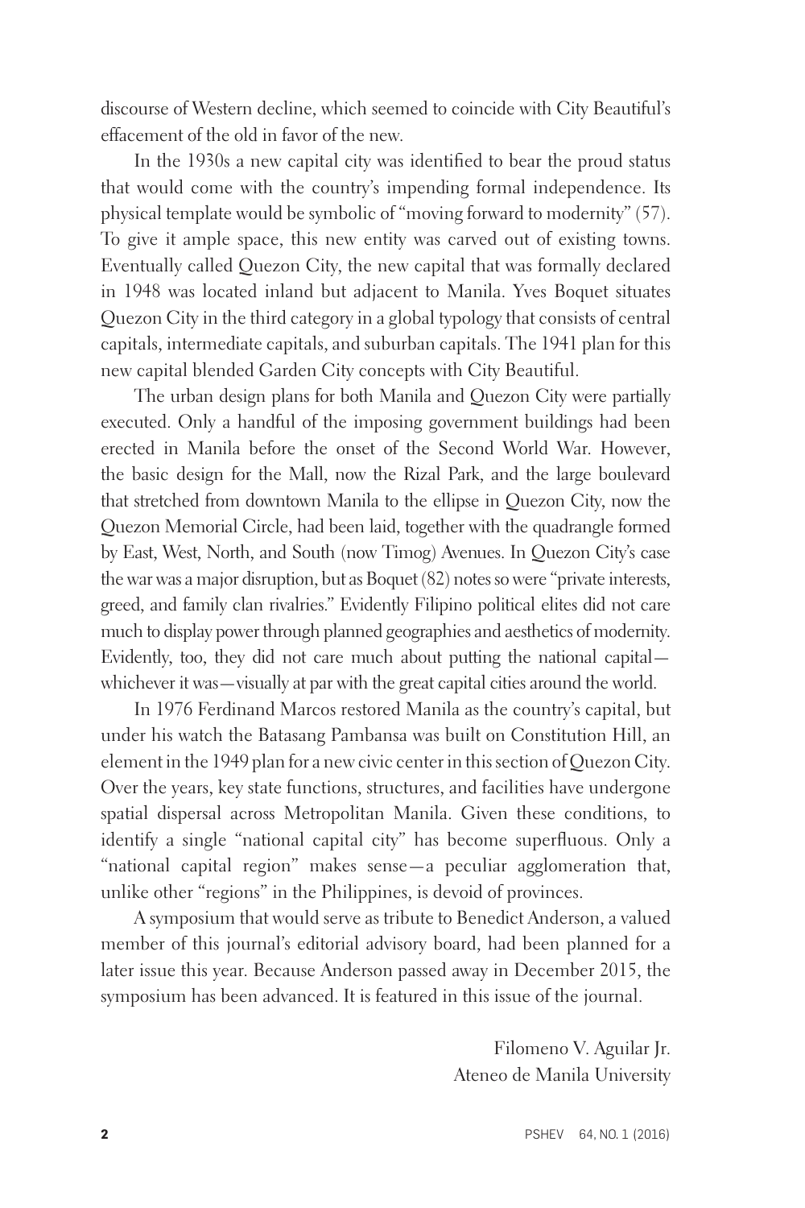discourse of Western decline, which seemed to coincide with City Beautiful's effacement of the old in favor of the new.

In the 1930s a new capital city was identified to bear the proud status that would come with the country's impending formal independence. Its physical template would be symbolic of "moving forward to modernity" (57). To give it ample space, this new entity was carved out of existing towns. Eventually called Quezon City, the new capital that was formally declared in 1948 was located inland but adjacent to Manila. Yves Boquet situates Quezon City in the third category in a global typology that consists of central capitals, intermediate capitals, and suburban capitals. The 1941 plan for this new capital blended Garden City concepts with City Beautiful.

The urban design plans for both Manila and Quezon City were partially executed. Only a handful of the imposing government buildings had been erected in Manila before the onset of the Second World War. However, the basic design for the Mall, now the Rizal Park, and the large boulevard that stretched from downtown Manila to the ellipse in Quezon City, now the Quezon Memorial Circle, had been laid, together with the quadrangle formed by East, West, North, and South (now Timog) Avenues. In Quezon City's case the war was a major disruption, but as Boquet (82) notes so were "private interests, greed, and family clan rivalries." Evidently Filipino political elites did not care much to display power through planned geographies and aesthetics of modernity. Evidently, too, they did not care much about putting the national capital—whichever it was—visually at par with the great capital cities around the world.

In 1976 Ferdinand Marcos restored Manila as the country's capital, but under his watch the Batasang Pambansa was built on Constitution Hill, an element in the 1949 plan for a new civic center in this section of Quezon City. Over the years, key state functions, structures, and facilities have undergone spatial dispersal across Metropolitan Manila. Given these conditions, to identify a single "national capital city" has become superfluous. Only a "national capital region" makes sense—a peculiar agglomeration that, unlike other "regions" in the Philippines, is devoid of provinces.

A symposium that would serve as tribute to Benedict Anderson, a valued member of this journal's editorial advisory board, had been planned for a later issue this year. Because Anderson passed away in December 2015, the symposium has been advanced. It is featured in this issue of the journal.

Filomeno V. Aguilar Jr.
Ateneo de Manila University